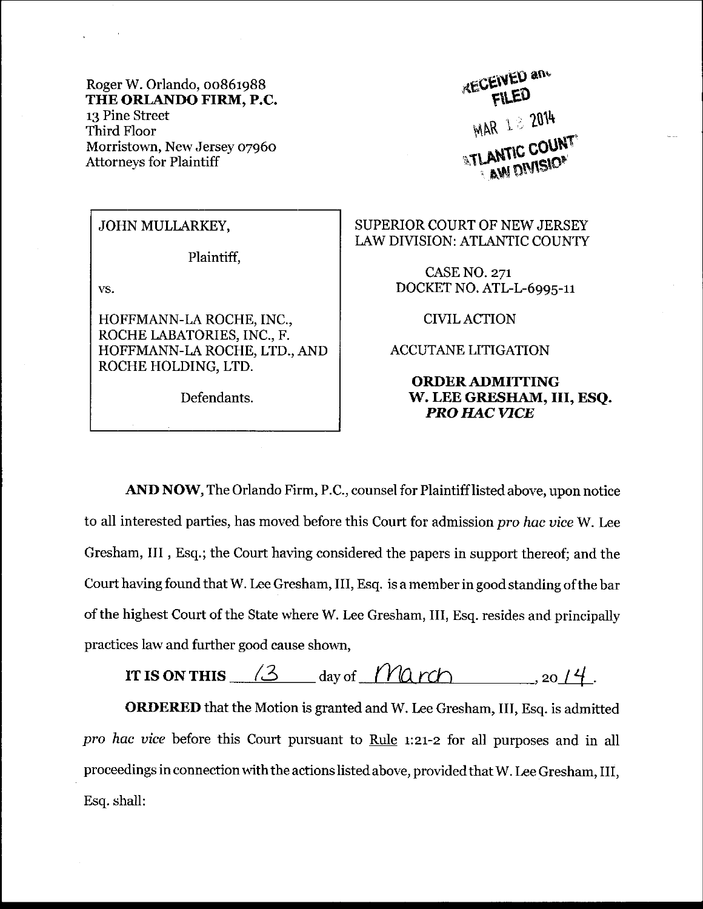Roger W. Orlando, 00861988
**THE ORLANDO FIRM, P.C.**
13 Pine Street
Third Floor
Morristown, New Jersey 07960
Attorneys for Plaintiff

RECEIVED and FILED
MAR 13 2014
ATLANTIC COUNTY LAW DIVISION

| | |
|---|---|
| JOHN MULLARKEY,<br><br>Plaintiff,<br><br>vs.<br><br>HOFFMANN-LA ROCHE, INC., ROCHE LABATORIES, INC., F. HOFFMANN-LA ROCHE, LTD., AND ROCHE HOLDING, LTD.<br><br>Defendants. | SUPERIOR COURT OF NEW JERSEY<br>LAW DIVISION: ATLANTIC COUNTY<br><br>CASE NO. 271<br>DOCKET NO. ATL-L-6995-11<br><br>CIVIL ACTION<br><br>ACCUTANE LITIGATION<br><br>**ORDER ADMITTING W. LEE GRESHAM, III, ESQ. *PRO HAC VICE*** |

**AND NOW,** The Orlando Firm, P.C., counsel for Plaintiff listed above, upon notice to all interested parties, has moved before this Court for admission *pro hac vice* W. Lee Gresham, III , Esq.; the Court having considered the papers in support thereof; and the Court having found that W. Lee Gresham, III, Esq. is a member in good standing of the bar of the highest Court of the State where W. Lee Gresham, III, Esq. resides and principally practices law and further good cause shown,

**IT IS ON THIS** 13 day of March, 2014.

**ORDERED** that the Motion is granted and W. Lee Gresham, III, Esq. is admitted *pro hac vice* before this Court pursuant to Rule 1:21-2 for all purposes and in all proceedings in connection with the actions listed above, provided that W. Lee Gresham, III, Esq. shall: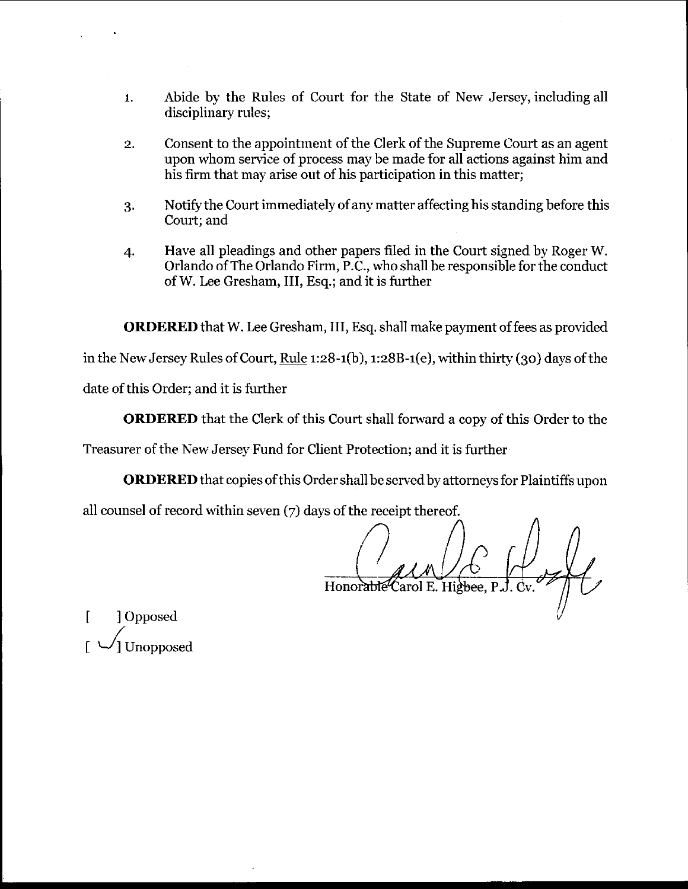1. Abide by the Rules of Court for the State of New Jersey, including all disciplinary rules;

2. Consent to the appointment of the Clerk of the Supreme Court as an agent upon whom service of process may be made for all actions against him and his firm that may arise out of his participation in this matter;

3. Notify the Court immediately of any matter affecting his standing before this Court; and

4. Have all pleadings and other papers filed in the Court signed by Roger W. Orlando of The Orlando Firm, P.C., who shall be responsible for the conduct of W. Lee Gresham, III, Esq.; and it is further

**ORDERED** that W. Lee Gresham, III, Esq. shall make payment of fees as provided in the New Jersey Rules of Court, Rule 1:28-1(b), 1:28B-1(e), within thirty (30) days of the date of this Order; and it is further

**ORDERED** that the Clerk of this Court shall forward a copy of this Order to the Treasurer of the New Jersey Fund for Client Protection; and it is further

**ORDERED** that copies of this Order shall be served by attorneys for Plaintiffs upon all counsel of record within seven (7) days of the receipt thereof.

Honorable Carol E. Higbee, P.J. Cv.

[ ] Opposed

[ ✓ ] Unopposed